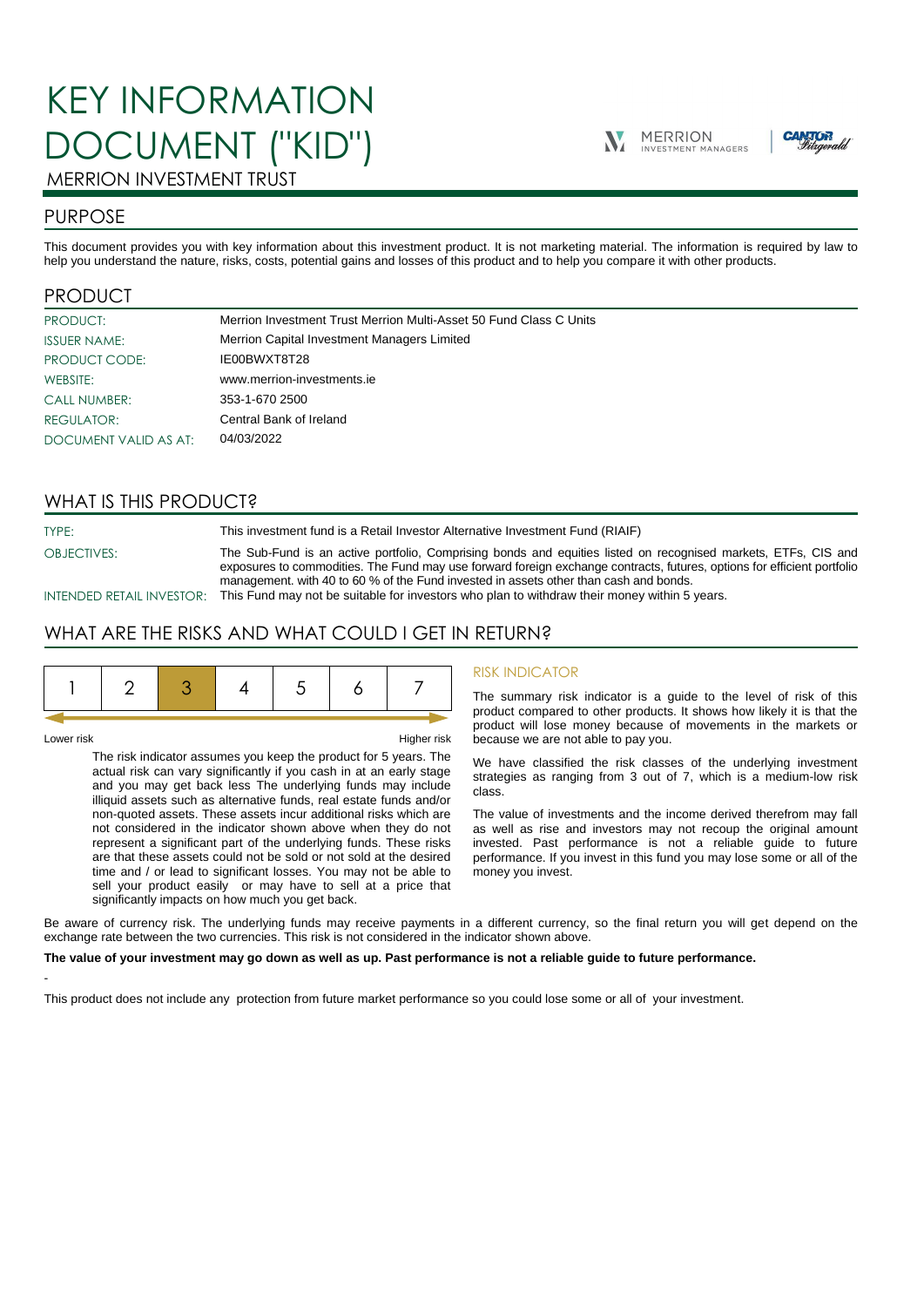# KEY INFORMATION DOCUMENT ("KID")

MERRION INVESTMENT TRUST

## PURPOSE

This document provides you with key information about this investment product. It is not marketing material. The information is required by law to help you understand the nature, risks, costs, potential gains and losses of this product and to help you compare it with other products.

## PRODUCT

| | |
|---|---|
| PRODUCT: | Merrion Investment Trust Merrion Multi-Asset 50 Fund Class C Units |
| ISSUER NAME: | Merrion Capital Investment Managers Limited |
| PRODUCT CODE: | IE00BWXT8T28 |
| WEBSITE: | www.merrion-investments.ie |
| CALL NUMBER: | 353-1-670 2500 |
| REGULATOR: | Central Bank of Ireland |
| DOCUMENT VALID AS AT: | 04/03/2022 |

## WHAT IS THIS PRODUCT?

| | |
|---|---|
| TYPE: | This investment fund is a Retail Investor Alternative Investment Fund (RIAIF) |
| OBJECTIVES: | The Sub-Fund is an active portfolio, Comprising bonds and equities listed on recognised markets, ETFs, CIS and exposures to commodities. The Fund may use forward foreign exchange contracts, futures, options for efficient portfolio management. with 40 to 60 % of the Fund invested in assets other than cash and bonds. |
| INTENDED RETAIL INVESTOR: | This Fund may not be suitable for investors who plan to withdraw their money within 5 years. |

## WHAT ARE THE RISKS AND WHAT COULD I GET IN RETURN?

| 1 | 2 | **3** | 4 | 5 | 6 | 7 |
|---|---|---|---|---|---|---|

Lower risk — Higher risk

The risk indicator assumes you keep the product for 5 years. The actual risk can vary significantly if you cash in at an early stage and you may get back less The underlying funds may include illiquid assets such as alternative funds, real estate funds and/or non-quoted assets. These assets incur additional risks which are not considered in the indicator shown above when they do not represent a significant part of the underlying funds. These risks are that these assets could not be sold or not sold at the desired time and / or lead to significant losses. You may not be able to sell your product easily or may have to sell at a price that significantly impacts on how much you get back.

### RISK INDICATOR

The summary risk indicator is a guide to the level of risk of this product compared to other products. It shows how likely it is that the product will lose money because of movements in the markets or because we are not able to pay you.

We have classified the risk classes of the underlying investment strategies as ranging from 3 out of 7, which is a medium-low risk class.

The value of investments and the income derived therefrom may fall as well as rise and investors may not recoup the original amount invested. Past performance is not a reliable guide to future performance. If you invest in this fund you may lose some or all of the money you invest.

Be aware of currency risk. The underlying funds may receive payments in a different currency, so the final return you will get depend on the exchange rate between the two currencies. This risk is not considered in the indicator shown above.

**The value of your investment may go down as well as up. Past performance is not a reliable guide to future performance.**

-

This product does not include any protection from future market performance so you could lose some or all of your investment.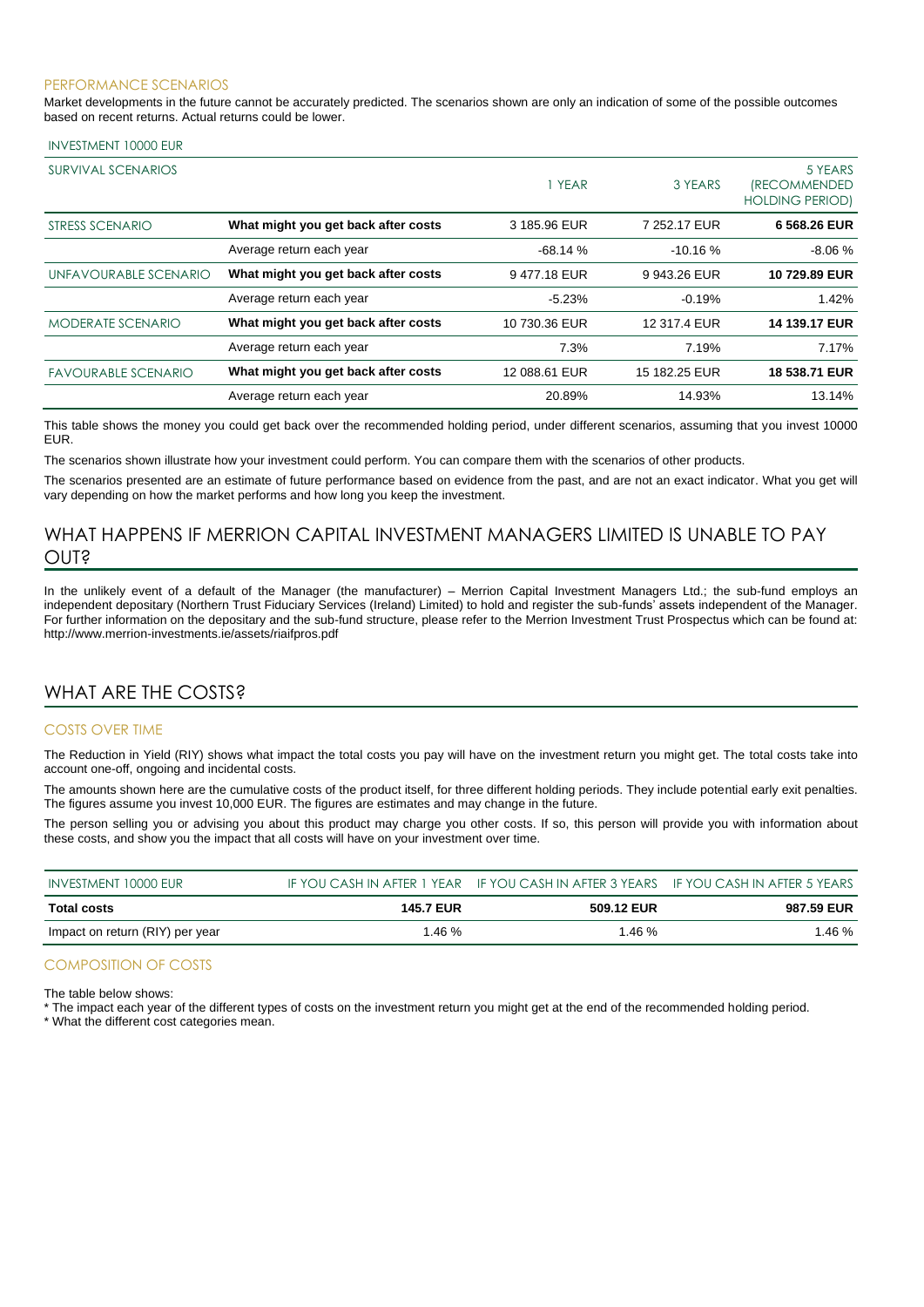### PERFORMANCE SCENARIOS

Market developments in the future cannot be accurately predicted. The scenarios shown are only an indication of some of the possible outcomes based on recent returns. Actual returns could be lower.

INVESTMENT 10000 EUR

| SURVIVAL SCENARIOS | | 1 YEAR | 3 YEARS | 5 YEARS (RECOMMENDED HOLDING PERIOD) |
|---|---|---|---|---|
| STRESS SCENARIO | **What might you get back after costs** | 3 185.96 EUR | 7 252.17 EUR | **6 568.26 EUR** |
| | Average return each year | -68.14 % | -10.16 % | -8.06 % |
| UNFAVOURABLE SCENARIO | **What might you get back after costs** | 9 477.18 EUR | 9 943.26 EUR | **10 729.89 EUR** |
| | Average return each year | -5.23% | -0.19% | 1.42% |
| MODERATE SCENARIO | **What might you get back after costs** | 10 730.36 EUR | 12 317.4 EUR | **14 139.17 EUR** |
| | Average return each year | 7.3% | 7.19% | 7.17% |
| FAVOURABLE SCENARIO | **What might you get back after costs** | 12 088.61 EUR | 15 182.25 EUR | **18 538.71 EUR** |
| | Average return each year | 20.89% | 14.93% | 13.14% |

This table shows the money you could get back over the recommended holding period, under different scenarios, assuming that you invest 10000 EUR.

The scenarios shown illustrate how your investment could perform. You can compare them with the scenarios of other products.

The scenarios presented are an estimate of future performance based on evidence from the past, and are not an exact indicator. What you get will vary depending on how the market performs and how long you keep the investment.

## WHAT HAPPENS IF MERRION CAPITAL INVESTMENT MANAGERS LIMITED IS UNABLE TO PAY OUT?

In the unlikely event of a default of the Manager (the manufacturer) – Merrion Capital Investment Managers Ltd.; the sub-fund employs an independent depositary (Northern Trust Fiduciary Services (Ireland) Limited) to hold and register the sub-funds' assets independent of the Manager. For further information on the depositary and the sub-fund structure, please refer to the Merrion Investment Trust Prospectus which can be found at: http://www.merrion-investments.ie/assets/riaifpros.pdf

## WHAT ARE THE COSTS?

### COSTS OVER TIME

The Reduction in Yield (RIY) shows what impact the total costs you pay will have on the investment return you might get. The total costs take into account one-off, ongoing and incidental costs.

The amounts shown here are the cumulative costs of the product itself, for three different holding periods. They include potential early exit penalties. The figures assume you invest 10,000 EUR. The figures are estimates and may change in the future.

The person selling you or advising you about this product may charge you other costs. If so, this person will provide you with information about these costs, and show you the impact that all costs will have on your investment over time.

| INVESTMENT 10000 EUR | IF YOU CASH IN AFTER 1 YEAR | IF YOU CASH IN AFTER 3 YEARS | IF YOU CASH IN AFTER 5 YEARS |
|---|---|---|---|
| **Total costs** | **145.7 EUR** | **509.12 EUR** | **987.59 EUR** |
| Impact on return (RIY) per year | 1.46 % | 1.46 % | 1.46 % |

### COMPOSITION OF COSTS

The table below shows:

* The impact each year of the different types of costs on the investment return you might get at the end of the recommended holding period.
* What the different cost categories mean.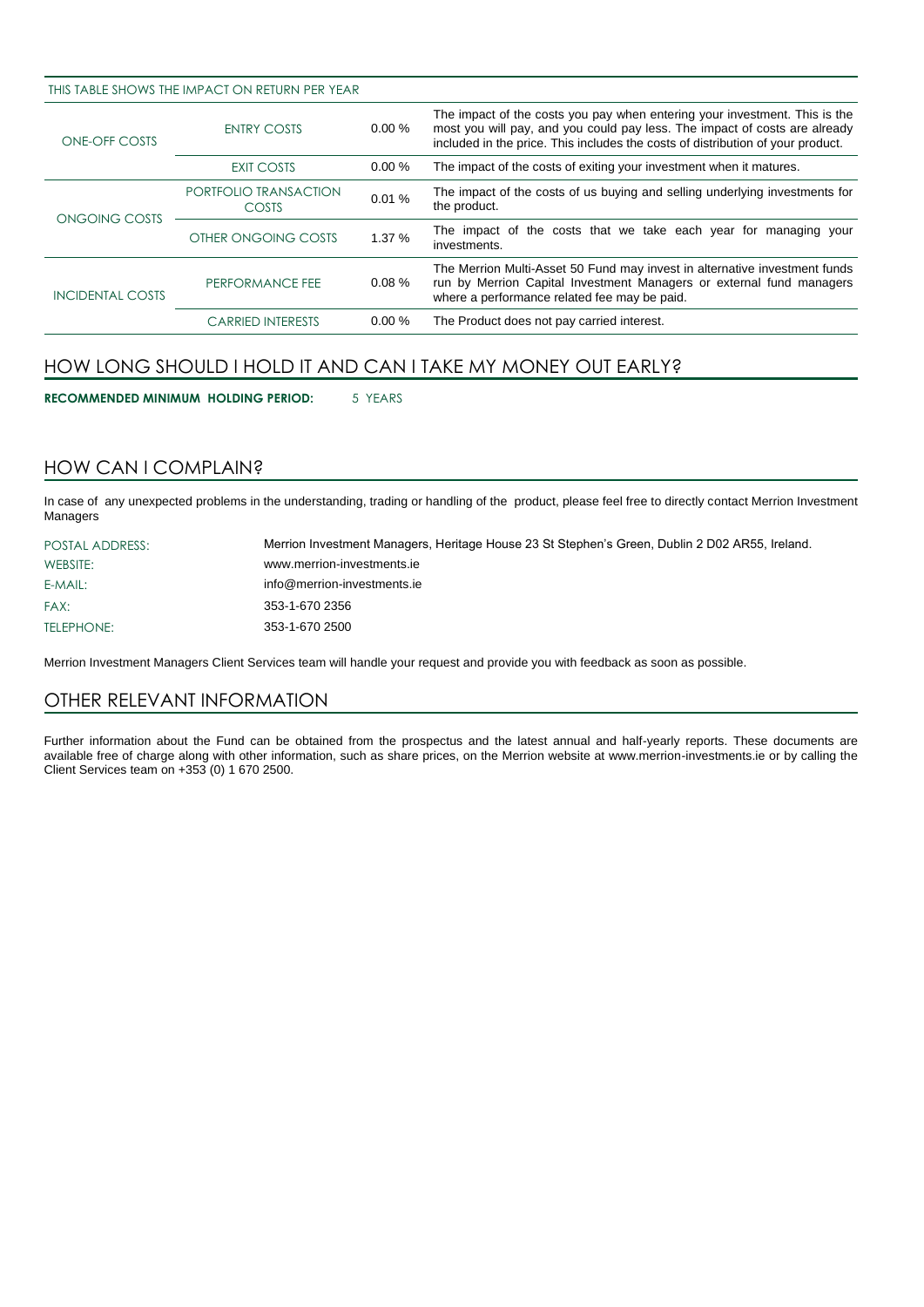| THIS TABLE SHOWS THE IMPACT ON RETURN PER YEAR | | | |
|---|---|---|---|
| ONE-OFF COSTS | ENTRY COSTS | 0.00 % | The impact of the costs you pay when entering your investment. This is the most you will pay, and you could pay less. The impact of costs are already included in the price. This includes the costs of distribution of your product. |
| | EXIT COSTS | 0.00 % | The impact of the costs of exiting your investment when it matures. |
| ONGOING COSTS | PORTFOLIO TRANSACTION COSTS | 0.01 % | The impact of the costs of us buying and selling underlying investments for the product. |
| | OTHER ONGOING COSTS | 1.37 % | The impact of the costs that we take each year for managing your investments. |
| INCIDENTAL COSTS | PERFORMANCE FEE | 0.08 % | The Merrion Multi-Asset 50 Fund may invest in alternative investment funds run by Merrion Capital Investment Managers or external fund managers where a performance related fee may be paid. |
| | CARRIED INTERESTS | 0.00 % | The Product does not pay carried interest. |

## HOW LONG SHOULD I HOLD IT AND CAN I TAKE MY MONEY OUT EARLY?

**RECOMMENDED MINIMUM HOLDING PERIOD:** 5 YEARS

## HOW CAN I COMPLAIN?

In case of any unexpected problems in the understanding, trading or handling of the product, please feel free to directly contact Merrion Investment Managers

| | |
|---|---|
| POSTAL ADDRESS: | Merrion Investment Managers, Heritage House 23 St Stephen's Green, Dublin 2 D02 AR55, Ireland. |
| WEBSITE: | www.merrion-investments.ie |
| E-MAIL: | info@merrion-investments.ie |
| FAX: | 353-1-670 2356 |
| TELEPHONE: | 353-1-670 2500 |

Merrion Investment Managers Client Services team will handle your request and provide you with feedback as soon as possible.

## OTHER RELEVANT INFORMATION

Further information about the Fund can be obtained from the prospectus and the latest annual and half-yearly reports. These documents are available free of charge along with other information, such as share prices, on the Merrion website at www.merrion-investments.ie or by calling the Client Services team on +353 (0) 1 670 2500.